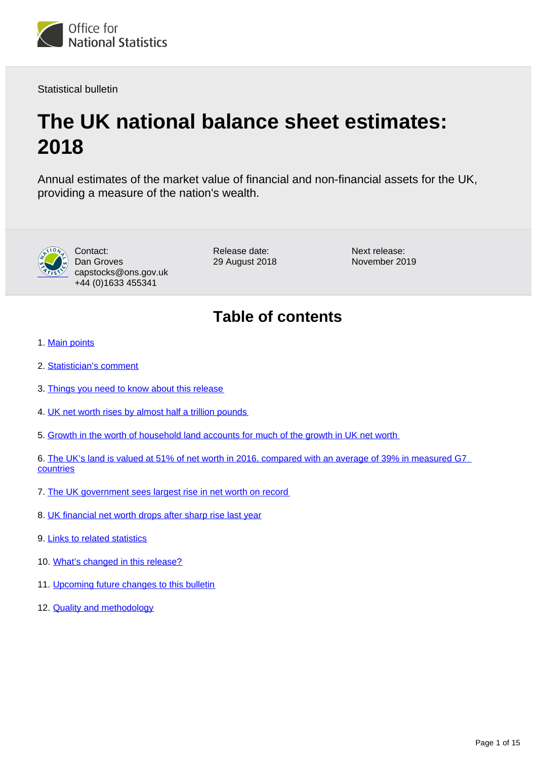Statistical bulletin

# The UK national balance sheet estimates: 2018

Annual estimates of the market value of financial and non-financial assets for the UK, providing a measure of the nation's wealth.

Contact:
Dan Groves
capstocks@ons.gov.uk
+44 (0)1633 455341

Release date:
29 August 2018

Next release:
November 2019

## Table of contents

1. Main points
2. Statistician's comment
3. Things you need to know about this release
4. UK net worth rises by almost half a trillion pounds
5. Growth in the worth of household land accounts for much of the growth in UK net worth
6. The UK's land is valued at 51% of net worth in 2016, compared with an average of 39% in measured G7 countries
7. The UK government sees largest rise in net worth on record
8. UK financial net worth drops after sharp rise last year
9. Links to related statistics
10. What's changed in this release?
11. Upcoming future changes to this bulletin
12. Quality and methodology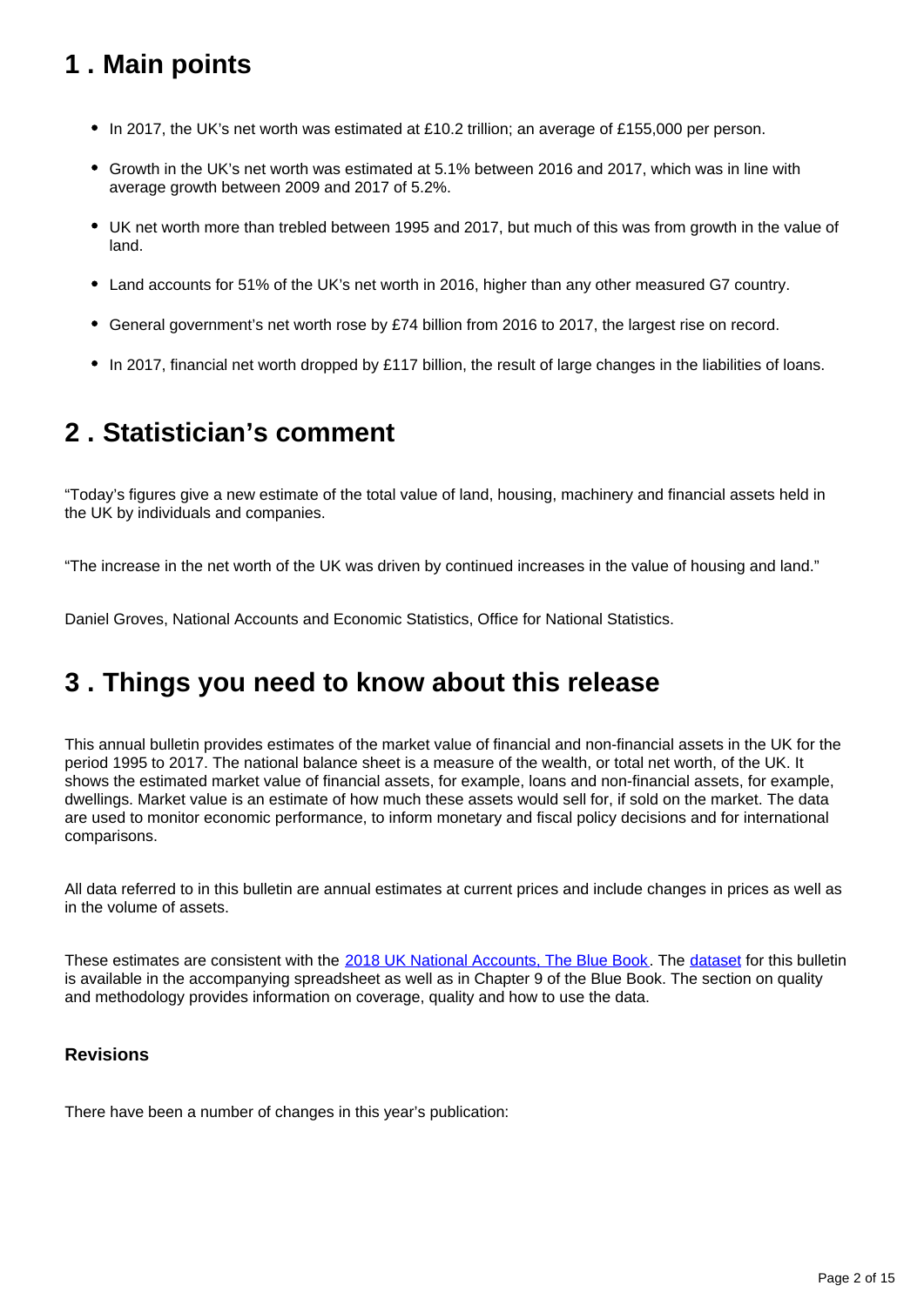## 1 . Main points

- In 2017, the UK's net worth was estimated at £10.2 trillion; an average of £155,000 per person.
- Growth in the UK's net worth was estimated at 5.1% between 2016 and 2017, which was in line with average growth between 2009 and 2017 of 5.2%.
- UK net worth more than trebled between 1995 and 2017, but much of this was from growth in the value of land.
- Land accounts for 51% of the UK's net worth in 2016, higher than any other measured G7 country.
- General government's net worth rose by £74 billion from 2016 to 2017, the largest rise on record.
- In 2017, financial net worth dropped by £117 billion, the result of large changes in the liabilities of loans.

## 2 . Statistician's comment

"Today's figures give a new estimate of the total value of land, housing, machinery and financial assets held in the UK by individuals and companies.

"The increase in the net worth of the UK was driven by continued increases in the value of housing and land."

Daniel Groves, National Accounts and Economic Statistics, Office for National Statistics.

## 3 . Things you need to know about this release

This annual bulletin provides estimates of the market value of financial and non-financial assets in the UK for the period 1995 to 2017. The national balance sheet is a measure of the wealth, or total net worth, of the UK. It shows the estimated market value of financial assets, for example, loans and non-financial assets, for example, dwellings. Market value is an estimate of how much these assets would sell for, if sold on the market. The data are used to monitor economic performance, to inform monetary and fiscal policy decisions and for international comparisons.

All data referred to in this bulletin are annual estimates at current prices and include changes in prices as well as in the volume of assets.

These estimates are consistent with the [2018 UK National Accounts, The Blue Book](). The [dataset]() for this bulletin is available in the accompanying spreadsheet as well as in Chapter 9 of the Blue Book. The section on quality and methodology provides information on coverage, quality and how to use the data.

### Revisions

There have been a number of changes in this year's publication: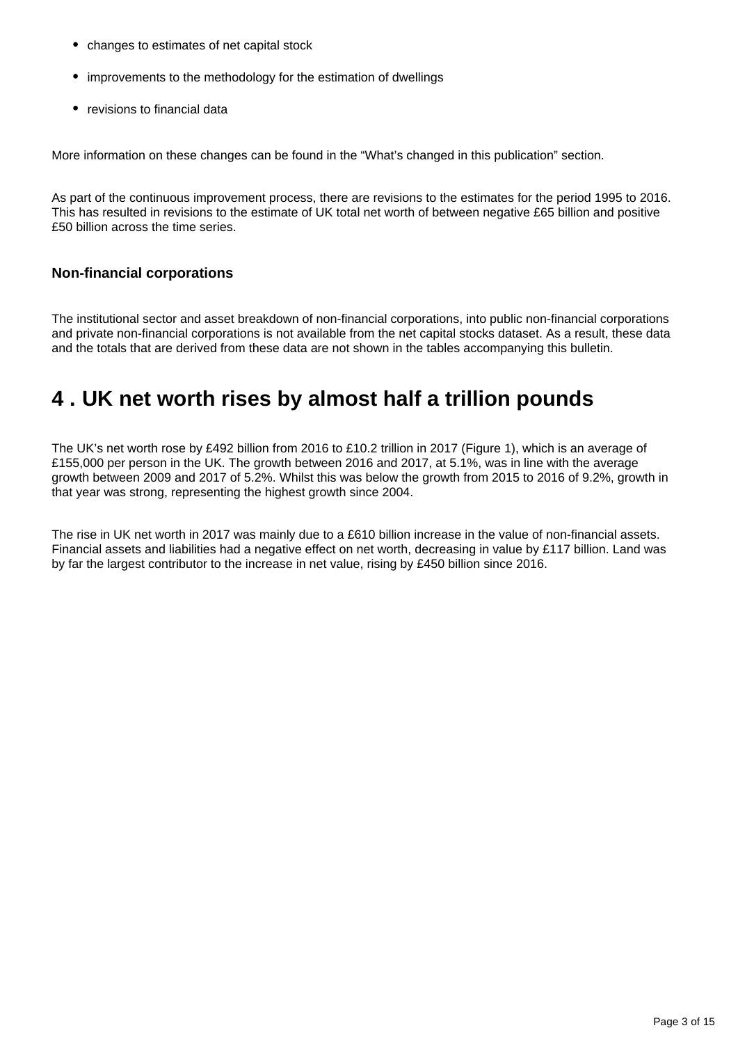- changes to estimates of net capital stock
- improvements to the methodology for the estimation of dwellings
- revisions to financial data

More information on these changes can be found in the “What’s changed in this publication” section.

As part of the continuous improvement process, there are revisions to the estimates for the period 1995 to 2016. This has resulted in revisions to the estimate of UK total net worth of between negative £65 billion and positive £50 billion across the time series.

### Non-financial corporations

The institutional sector and asset breakdown of non-financial corporations, into public non-financial corporations and private non-financial corporations is not available from the net capital stocks dataset. As a result, these data and the totals that are derived from these data are not shown in the tables accompanying this bulletin.

## 4 . UK net worth rises by almost half a trillion pounds

The UK’s net worth rose by £492 billion from 2016 to £10.2 trillion in 2017 (Figure 1), which is an average of £155,000 per person in the UK. The growth between 2016 and 2017, at 5.1%, was in line with the average growth between 2009 and 2017 of 5.2%. Whilst this was below the growth from 2015 to 2016 of 9.2%, growth in that year was strong, representing the highest growth since 2004.

The rise in UK net worth in 2017 was mainly due to a £610 billion increase in the value of non-financial assets. Financial assets and liabilities had a negative effect on net worth, decreasing in value by £117 billion. Land was by far the largest contributor to the increase in net value, rising by £450 billion since 2016.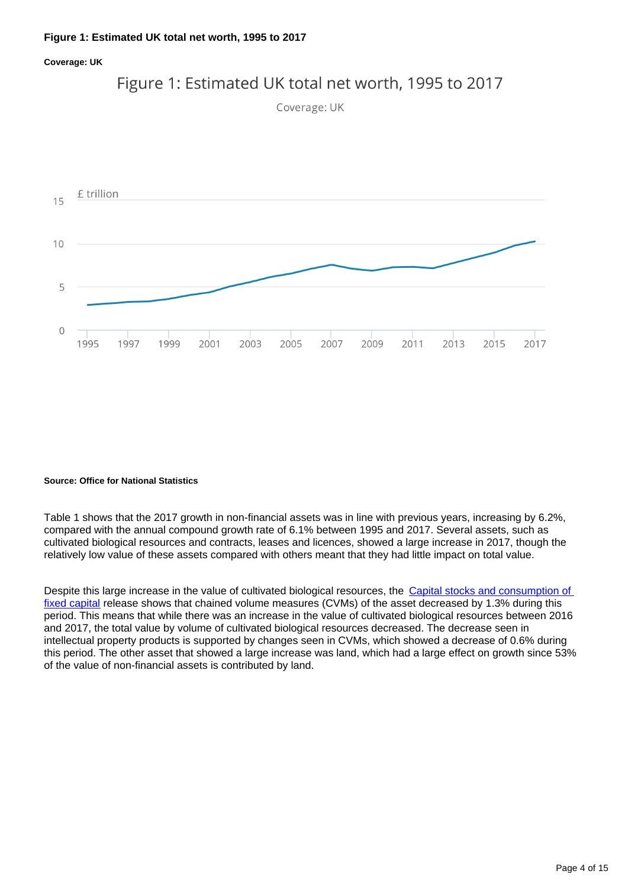#### Figure 1: Estimated UK total net worth, 1995 to 2017

##### Coverage: UK

Figure 1: Estimated UK total net worth, 1995 to 2017

Coverage: UK

##### Source: Office for National Statistics

Table 1 shows that the 2017 growth in non-financial assets was in line with previous years, increasing by 6.2%, compared with the annual compound growth rate of 6.1% between 1995 and 2017. Several assets, such as cultivated biological resources and contracts, leases and licences, showed a large increase in 2017, though the relatively low value of these assets compared with others meant that they had little impact on total value.

Despite this large increase in the value of cultivated biological resources, the Capital stocks and consumption of fixed capital release shows that chained volume measures (CVMs) of the asset decreased by 1.3% during this period. This means that while there was an increase in the value of cultivated biological resources between 2016 and 2017, the total value by volume of cultivated biological resources decreased. The decrease seen in intellectual property products is supported by changes seen in CVMs, which showed a decrease of 0.6% during this period. The other asset that showed a large increase was land, which had a large effect on growth since 53% of the value of non-financial assets is contributed by land.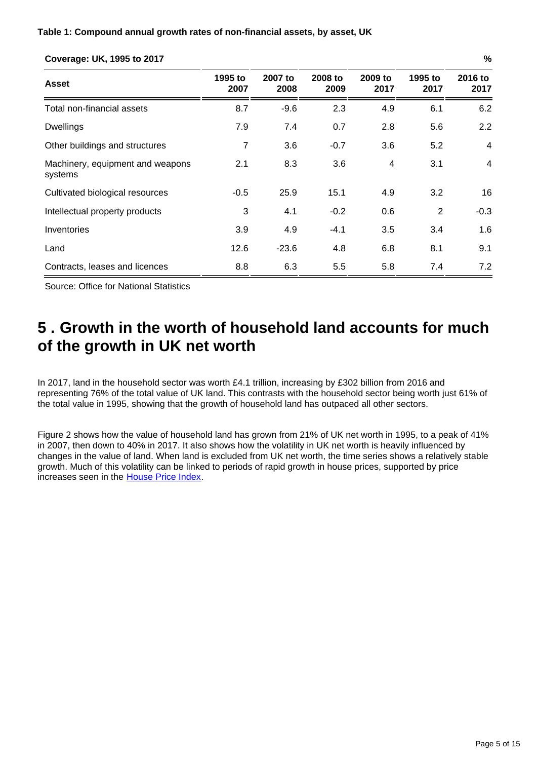**Table 1: Compound annual growth rates of non-financial assets, by asset, UK**

**Coverage: UK, 1995 to 2017** %

| Asset | 1995 to 2007 | 2007 to 2008 | 2008 to 2009 | 2009 to 2017 | 1995 to 2017 | 2016 to 2017 |
|---|---|---|---|---|---|---|
| Total non-financial assets | 8.7 | -9.6 | 2.3 | 4.9 | 6.1 | 6.2 |
| Dwellings | 7.9 | 7.4 | 0.7 | 2.8 | 5.6 | 2.2 |
| Other buildings and structures | 7 | 3.6 | -0.7 | 3.6 | 5.2 | 4 |
| Machinery, equipment and weapons systems | 2.1 | 8.3 | 3.6 | 4 | 3.1 | 4 |
| Cultivated biological resources | -0.5 | 25.9 | 15.1 | 4.9 | 3.2 | 16 |
| Intellectual property products | 3 | 4.1 | -0.2 | 0.6 | 2 | -0.3 |
| Inventories | 3.9 | 4.9 | -4.1 | 3.5 | 3.4 | 1.6 |
| Land | 12.6 | -23.6 | 4.8 | 6.8 | 8.1 | 9.1 |
| Contracts, leases and licences | 8.8 | 6.3 | 5.5 | 5.8 | 7.4 | 7.2 |

Source: Office for National Statistics

## 5 . Growth in the worth of household land accounts for much of the growth in UK net worth

In 2017, land in the household sector was worth £4.1 trillion, increasing by £302 billion from 2016 and representing 76% of the total value of UK land. This contrasts with the household sector being worth just 61% of the total value in 1995, showing that the growth of household land has outpaced all other sectors.

Figure 2 shows how the value of household land has grown from 21% of UK net worth in 1995, to a peak of 41% in 2007, then down to 40% in 2017. It also shows how the volatility in UK net worth is heavily influenced by changes in the value of land. When land is excluded from UK net worth, the time series shows a relatively stable growth. Much of this volatility can be linked to periods of rapid growth in house prices, supported by price increases seen in the House Price Index.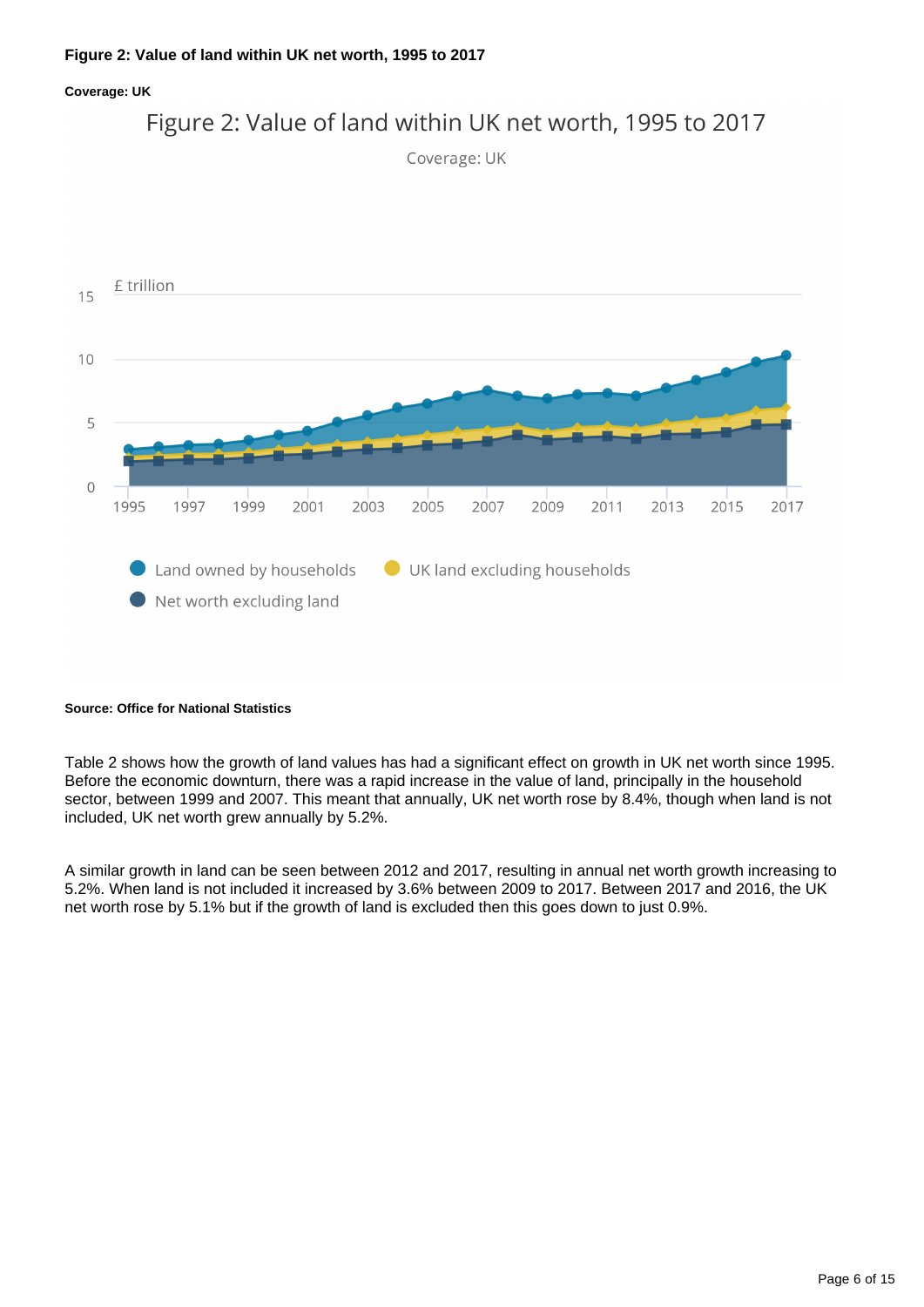**Figure 2: Value of land within UK net worth, 1995 to 2017**

**Coverage: UK**

**Source: Office for National Statistics**

Table 2 shows how the growth of land values has had a significant effect on growth in UK net worth since 1995. Before the economic downturn, there was a rapid increase in the value of land, principally in the household sector, between 1999 and 2007. This meant that annually, UK net worth rose by 8.4%, though when land is not included, UK net worth grew annually by 5.2%.

A similar growth in land can be seen between 2012 and 2017, resulting in annual net worth growth increasing to 5.2%. When land is not included it increased by 3.6% between 2009 to 2017. Between 2017 and 2016, the UK net worth rose by 5.1% but if the growth of land is excluded then this goes down to just 0.9%.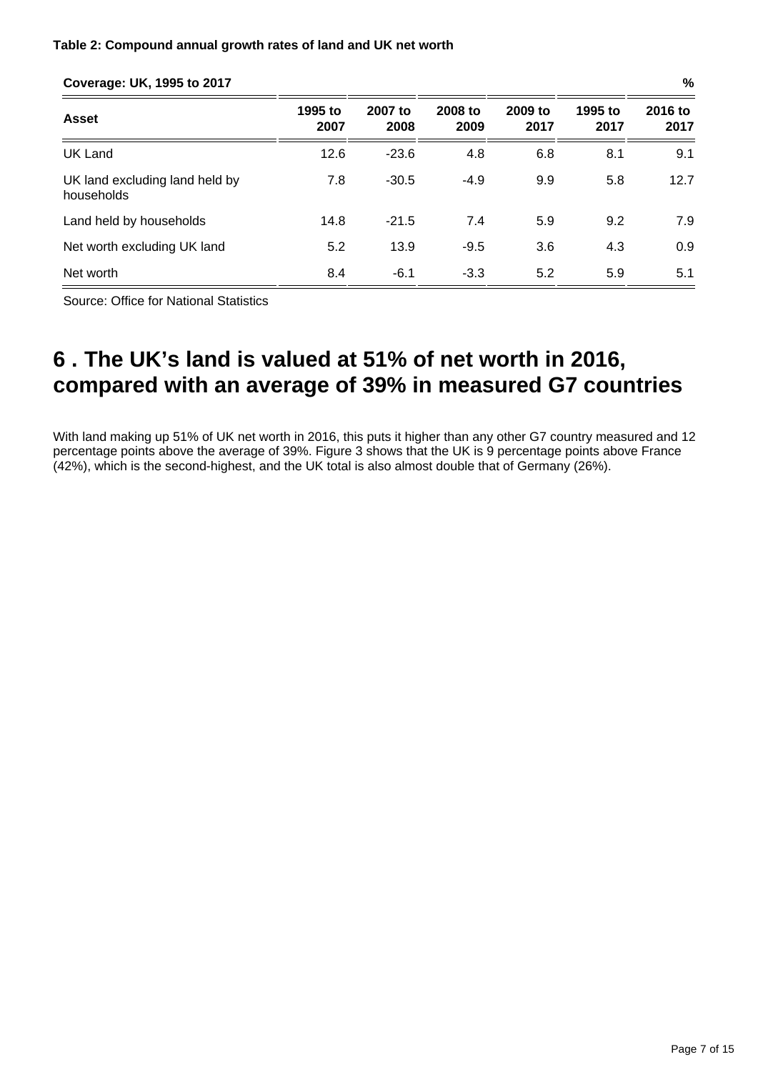**Table 2: Compound annual growth rates of land and UK net worth**

**Coverage: UK, 1995 to 2017** **%**

| Asset | 1995 to 2007 | 2007 to 2008 | 2008 to 2009 | 2009 to 2017 | 1995 to 2017 | 2016 to 2017 |
|---|---|---|---|---|---|---|
| UK Land | 12.6 | -23.6 | 4.8 | 6.8 | 8.1 | 9.1 |
| UK land excluding land held by households | 7.8 | -30.5 | -4.9 | 9.9 | 5.8 | 12.7 |
| Land held by households | 14.8 | -21.5 | 7.4 | 5.9 | 9.2 | 7.9 |
| Net worth excluding UK land | 5.2 | 13.9 | -9.5 | 3.6 | 4.3 | 0.9 |
| Net worth | 8.4 | -6.1 | -3.3 | 5.2 | 5.9 | 5.1 |

Source: Office for National Statistics

# 6 . The UK's land is valued at 51% of net worth in 2016, compared with an average of 39% in measured G7 countries

With land making up 51% of UK net worth in 2016, this puts it higher than any other G7 country measured and 12 percentage points above the average of 39%. Figure 3 shows that the UK is 9 percentage points above France (42%), which is the second-highest, and the UK total is also almost double that of Germany (26%).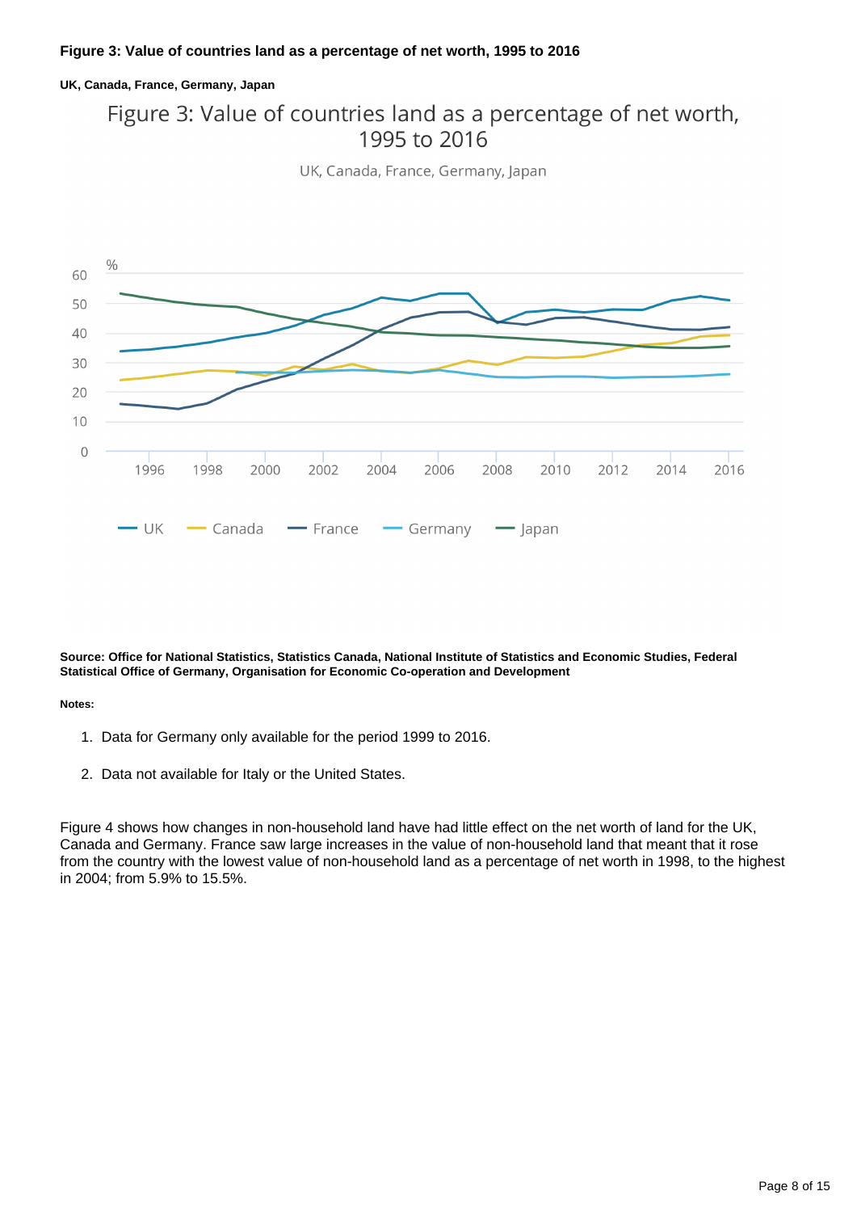**Figure 3: Value of countries land as a percentage of net worth, 1995 to 2016**

**UK, Canada, France, Germany, Japan**

**Source: Office for National Statistics, Statistics Canada, National Institute of Statistics and Economic Studies, Federal Statistical Office of Germany, Organisation for Economic Co-operation and Development**

**Notes:**

1. Data for Germany only available for the period 1999 to 2016.
2. Data not available for Italy or the United States.

Figure 4 shows how changes in non-household land have had little effect on the net worth of land for the UK, Canada and Germany. France saw large increases in the value of non-household land that meant that it rose from the country with the lowest value of non-household land as a percentage of net worth in 1998, to the highest in 2004; from 5.9% to 15.5%.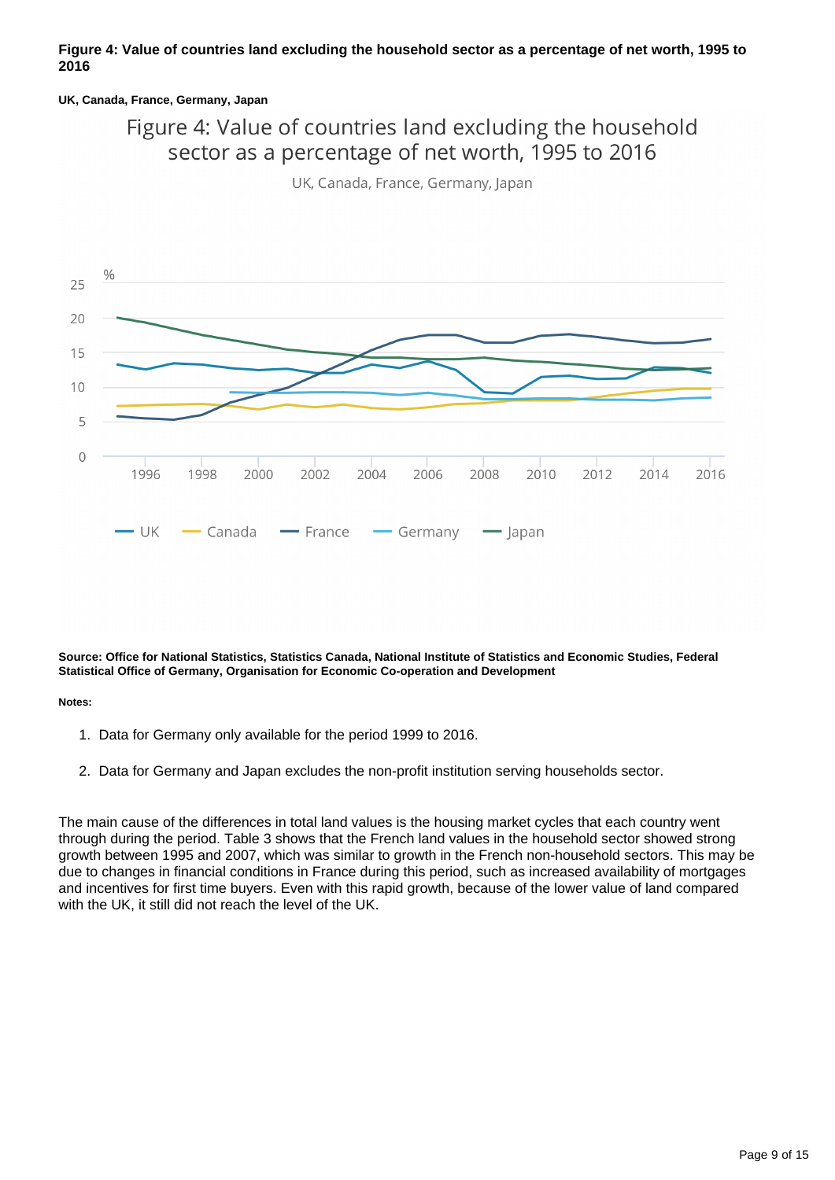**Figure 4: Value of countries land excluding the household sector as a percentage of net worth, 1995 to 2016**

**UK, Canada, France, Germany, Japan**

**Source: Office for National Statistics, Statistics Canada, National Institute of Statistics and Economic Studies, Federal Statistical Office of Germany, Organisation for Economic Co-operation and Development**

**Notes:**

1. Data for Germany only available for the period 1999 to 2016.
2. Data for Germany and Japan excludes the non-profit institution serving households sector.

The main cause of the differences in total land values is the housing market cycles that each country went through during the period. Table 3 shows that the French land values in the household sector showed strong growth between 1995 and 2007, which was similar to growth in the French non-household sectors. This may be due to changes in financial conditions in France during this period, such as increased availability of mortgages and incentives for first time buyers. Even with this rapid growth, because of the lower value of land compared with the UK, it still did not reach the level of the UK.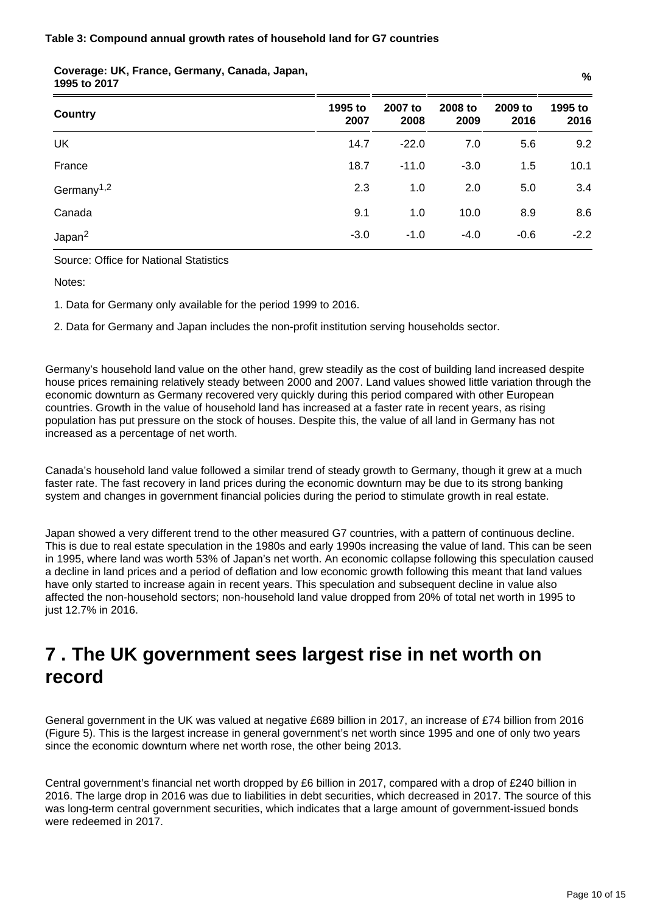**Table 3: Compound annual growth rates of household land for G7 countries**

**Coverage: UK, France, Germany, Canada, Japan, 1995 to 2017**

%

| Country | 1995 to 2007 | 2007 to 2008 | 2008 to 2009 | 2009 to 2016 | 1995 to 2016 |
|---|---|---|---|---|---|
| UK | 14.7 | -22.0 | 7.0 | 5.6 | 9.2 |
| France | 18.7 | -11.0 | -3.0 | 1.5 | 10.1 |
| Germany[1,2] | 2.3 | 1.0 | 2.0 | 5.0 | 3.4 |
| Canada | 9.1 | 1.0 | 10.0 | 8.9 | 8.6 |
| Japan[2] | -3.0 | -1.0 | -4.0 | -0.6 | -2.2 |

Source: Office for National Statistics

Notes:

1. Data for Germany only available for the period 1999 to 2016.

2. Data for Germany and Japan includes the non-profit institution serving households sector.

Germany's household land value on the other hand, grew steadily as the cost of building land increased despite house prices remaining relatively steady between 2000 and 2007. Land values showed little variation through the economic downturn as Germany recovered very quickly during this period compared with other European countries. Growth in the value of household land has increased at a faster rate in recent years, as rising population has put pressure on the stock of houses. Despite this, the value of all land in Germany has not increased as a percentage of net worth.

Canada's household land value followed a similar trend of steady growth to Germany, though it grew at a much faster rate. The fast recovery in land prices during the economic downturn may be due to its strong banking system and changes in government financial policies during the period to stimulate growth in real estate.

Japan showed a very different trend to the other measured G7 countries, with a pattern of continuous decline. This is due to real estate speculation in the 1980s and early 1990s increasing the value of land. This can be seen in 1995, where land was worth 53% of Japan's net worth. An economic collapse following this speculation caused a decline in land prices and a period of deflation and low economic growth following this meant that land values have only started to increase again in recent years. This speculation and subsequent decline in value also affected the non-household sectors; non-household land value dropped from 20% of total net worth in 1995 to just 12.7% in 2016.

# 7 . The UK government sees largest rise in net worth on record

General government in the UK was valued at negative £689 billion in 2017, an increase of £74 billion from 2016 (Figure 5). This is the largest increase in general government's net worth since 1995 and one of only two years since the economic downturn where net worth rose, the other being 2013.

Central government's financial net worth dropped by £6 billion in 2017, compared with a drop of £240 billion in 2016. The large drop in 2016 was due to liabilities in debt securities, which decreased in 2017. The source of this was long-term central government securities, which indicates that a large amount of government-issued bonds were redeemed in 2017.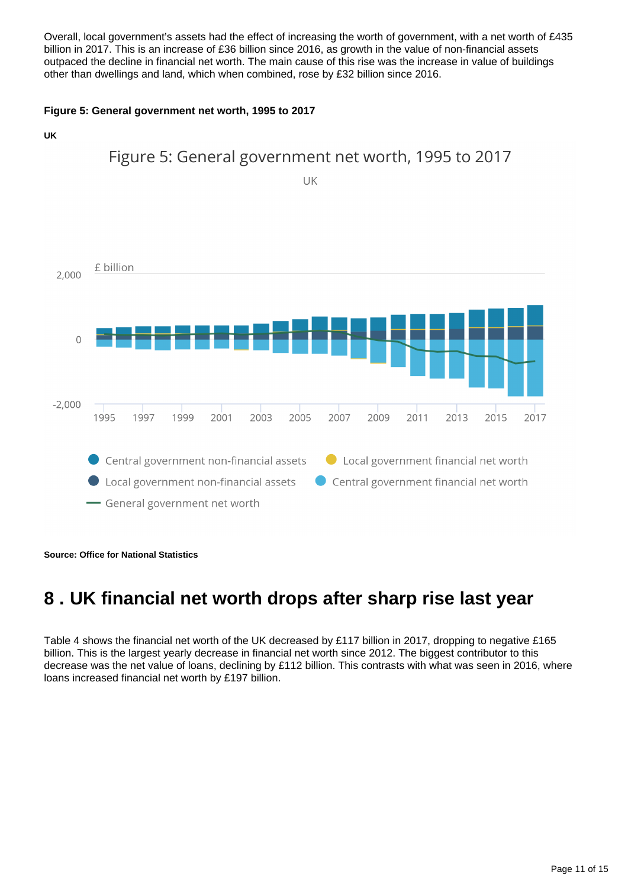Overall, local government's assets had the effect of increasing the worth of government, with a net worth of £435 billion in 2017. This is an increase of £36 billion since 2016, as growth in the value of non-financial assets outpaced the decline in financial net worth. The main cause of this rise was the increase in value of buildings other than dwellings and land, which when combined, rose by £32 billion since 2016.

**Figure 5: General government net worth, 1995 to 2017**

**UK**

**Source: Office for National Statistics**

## 8 . UK financial net worth drops after sharp rise last year

Table 4 shows the financial net worth of the UK decreased by £117 billion in 2017, dropping to negative £165 billion. This is the largest yearly decrease in financial net worth since 2012. The biggest contributor to this decrease was the net value of loans, declining by £112 billion. This contrasts with what was seen in 2016, where loans increased financial net worth by £197 billion.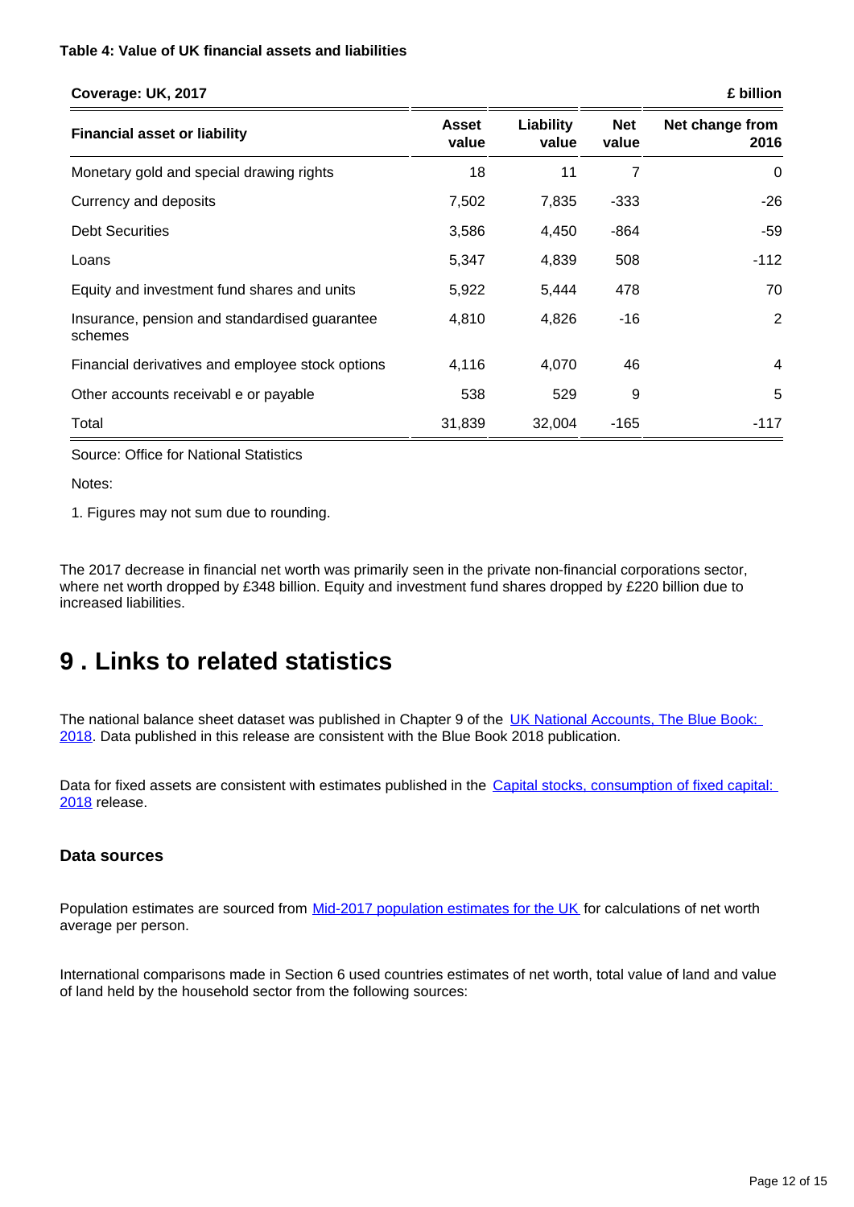**Table 4: Value of UK financial assets and liabilities**

**Coverage: UK, 2017** — **£ billion**

| Financial asset or liability | Asset value | Liability value | Net value | Net change from 2016 |
|---|---|---|---|---|
| Monetary gold and special drawing rights | 18 | 11 | 7 | 0 |
| Currency and deposits | 7,502 | 7,835 | -333 | -26 |
| Debt Securities | 3,586 | 4,450 | -864 | -59 |
| Loans | 5,347 | 4,839 | 508 | -112 |
| Equity and investment fund shares and units | 5,922 | 5,444 | 478 | 70 |
| Insurance, pension and standardised guarantee schemes | 4,810 | 4,826 | -16 | 2 |
| Financial derivatives and employee stock options | 4,116 | 4,070 | 46 | 4 |
| Other accounts receivabl e or payable | 538 | 529 | 9 | 5 |
| Total | 31,839 | 32,004 | -165 | -117 |

Source: Office for National Statistics

Notes:

1. Figures may not sum due to rounding.

The 2017 decrease in financial net worth was primarily seen in the private non-financial corporations sector, where net worth dropped by £348 billion. Equity and investment fund shares dropped by £220 billion due to increased liabilities.

## 9 . Links to related statistics

The national balance sheet dataset was published in Chapter 9 of the UK National Accounts, The Blue Book: 2018. Data published in this release are consistent with the Blue Book 2018 publication.

Data for fixed assets are consistent with estimates published in the Capital stocks, consumption of fixed capital: 2018 release.

### Data sources

Population estimates are sourced from Mid-2017 population estimates for the UK for calculations of net worth average per person.

International comparisons made in Section 6 used countries estimates of net worth, total value of land and value of land held by the household sector from the following sources: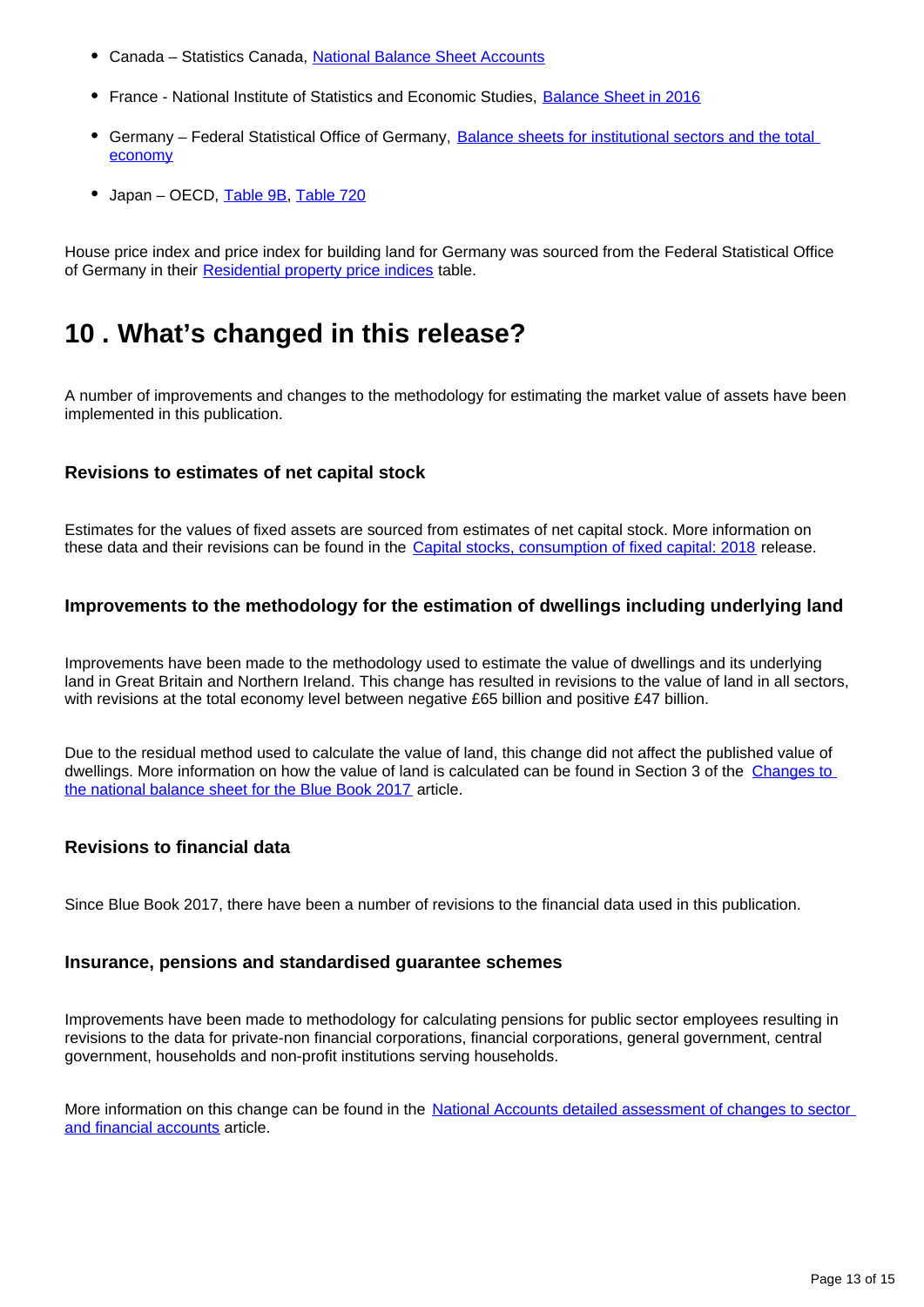- Canada – Statistics Canada, National Balance Sheet Accounts
- France - National Institute of Statistics and Economic Studies, Balance Sheet in 2016
- Germany – Federal Statistical Office of Germany, Balance sheets for institutional sectors and the total economy
- Japan – OECD, Table 9B, Table 720

House price index and price index for building land for Germany was sourced from the Federal Statistical Office of Germany in their Residential property price indices table.

## 10 . What's changed in this release?

A number of improvements and changes to the methodology for estimating the market value of assets have been implemented in this publication.

### Revisions to estimates of net capital stock

Estimates for the values of fixed assets are sourced from estimates of net capital stock. More information on these data and their revisions can be found in the Capital stocks, consumption of fixed capital: 2018 release.

### Improvements to the methodology for the estimation of dwellings including underlying land

Improvements have been made to the methodology used to estimate the value of dwellings and its underlying land in Great Britain and Northern Ireland. This change has resulted in revisions to the value of land in all sectors, with revisions at the total economy level between negative £65 billion and positive £47 billion.

Due to the residual method used to calculate the value of land, this change did not affect the published value of dwellings. More information on how the value of land is calculated can be found in Section 3 of the Changes to the national balance sheet for the Blue Book 2017 article.

### Revisions to financial data

Since Blue Book 2017, there have been a number of revisions to the financial data used in this publication.

### Insurance, pensions and standardised guarantee schemes

Improvements have been made to methodology for calculating pensions for public sector employees resulting in revisions to the data for private-non financial corporations, financial corporations, general government, central government, households and non-profit institutions serving households.

More information on this change can be found in the National Accounts detailed assessment of changes to sector and financial accounts article.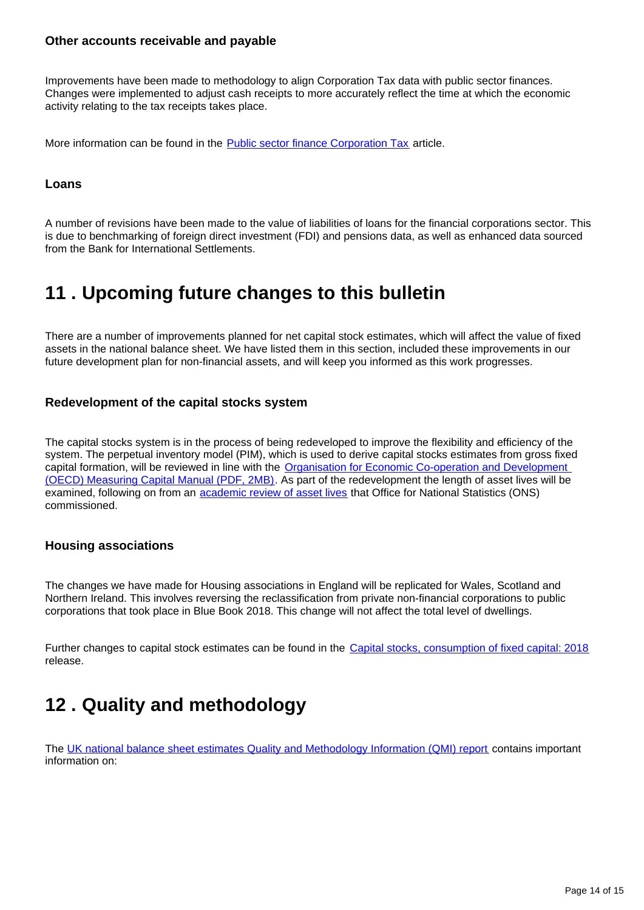### Other accounts receivable and payable

Improvements have been made to methodology to align Corporation Tax data with public sector finances. Changes were implemented to adjust cash receipts to more accurately reflect the time at which the economic activity relating to the tax receipts takes place.

More information can be found in the Public sector finance Corporation Tax article.

### Loans

A number of revisions have been made to the value of liabilities of loans for the financial corporations sector. This is due to benchmarking of foreign direct investment (FDI) and pensions data, as well as enhanced data sourced from the Bank for International Settlements.

## 11 . Upcoming future changes to this bulletin

There are a number of improvements planned for net capital stock estimates, which will affect the value of fixed assets in the national balance sheet. We have listed them in this section, included these improvements in our future development plan for non-financial assets, and will keep you informed as this work progresses.

### Redevelopment of the capital stocks system

The capital stocks system is in the process of being redeveloped to improve the flexibility and efficiency of the system. The perpetual inventory model (PIM), which is used to derive capital stocks estimates from gross fixed capital formation, will be reviewed in line with the Organisation for Economic Co-operation and Development (OECD) Measuring Capital Manual (PDF, 2MB). As part of the redevelopment the length of asset lives will be examined, following on from an academic review of asset lives that Office for National Statistics (ONS) commissioned.

### Housing associations

The changes we have made for Housing associations in England will be replicated for Wales, Scotland and Northern Ireland. This involves reversing the reclassification from private non-financial corporations to public corporations that took place in Blue Book 2018. This change will not affect the total level of dwellings.

Further changes to capital stock estimates can be found in the Capital stocks, consumption of fixed capital: 2018 release.

## 12 . Quality and methodology

The UK national balance sheet estimates Quality and Methodology Information (QMI) report contains important information on: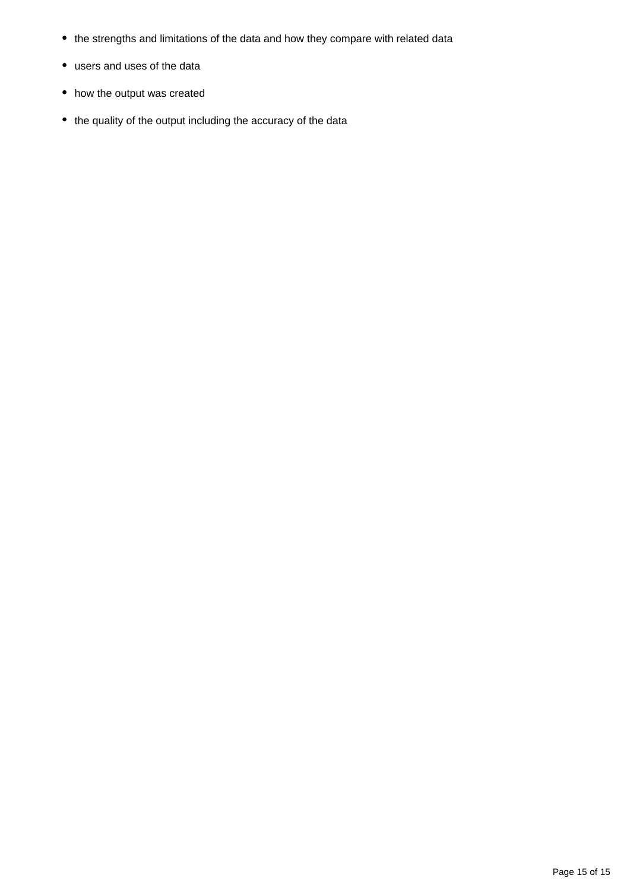- the strengths and limitations of the data and how they compare with related data
- users and uses of the data
- how the output was created
- the quality of the output including the accuracy of the data